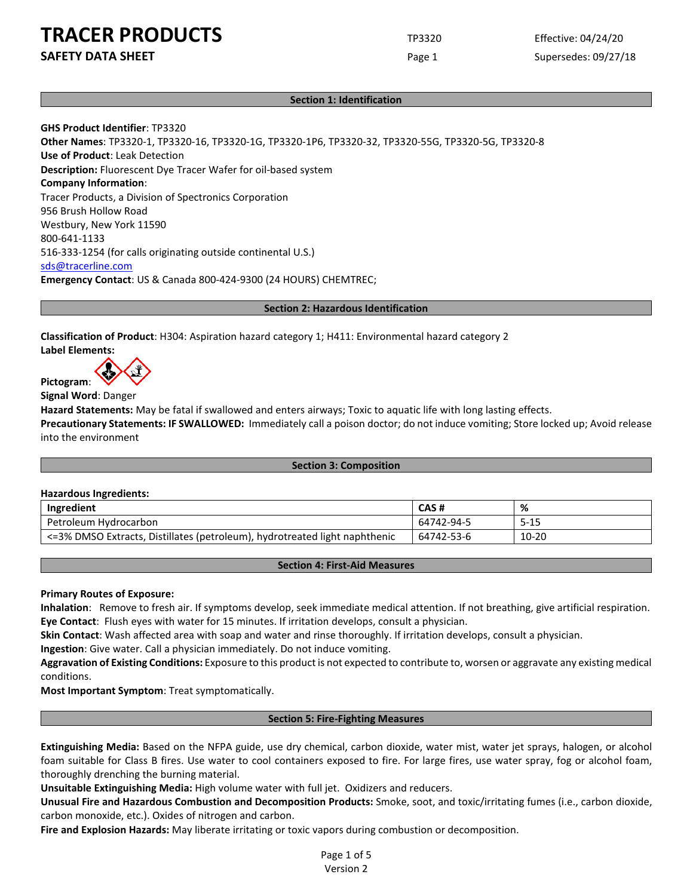# TRACER PRODUCTS

**SAFETY DATA SHEET**

TP3320

Effective: 04/24/20

Supersedes: 09/27/18

## Section 1: Identification

**GHS Product Identifier**: TP3320
**Other Names**: TP3320-1, TP3320-16, TP3320-1G, TP3320-1P6, TP3320-32, TP3320-55G, TP3320-5G, TP3320-8
**Use of Product**: Leak Detection
**Description:** Fluorescent Dye Tracer Wafer for oil-based system
**Company Information**:
Tracer Products, a Division of Spectronics Corporation
956 Brush Hollow Road
Westbury, New York 11590
800-641-1133
516-333-1254 (for calls originating outside continental U.S.)
sds@tracerline.com
**Emergency Contact**: US & Canada 800-424-9300 (24 HOURS) CHEMTREC;

## Section 2: Hazardous Identification

**Classification of Product**: H304: Aspiration hazard category 1; H411: Environmental hazard category 2
**Label Elements:**

**Pictogram**:

**Signal Word**: Danger
**Hazard Statements:** May be fatal if swallowed and enters airways; Toxic to aquatic life with long lasting effects.
**Precautionary Statements: IF SWALLOWED:** Immediately call a poison doctor; do not induce vomiting; Store locked up; Avoid release into the environment

## Section 3: Composition

**Hazardous Ingredients:**

| Ingredient | CAS # | % |
| --- | --- | --- |
| Petroleum Hydrocarbon | 64742-94-5 | 5-15 |
| <=3% DMSO Extracts, Distillates (petroleum), hydrotreated light naphthenic | 64742-53-6 | 10-20 |

## Section 4: First-Aid Measures

**Primary Routes of Exposure:**
**Inhalation**: Remove to fresh air. If symptoms develop, seek immediate medical attention. If not breathing, give artificial respiration.
**Eye Contact**: Flush eyes with water for 15 minutes. If irritation develops, consult a physician.
**Skin Contact**: Wash affected area with soap and water and rinse thoroughly. If irritation develops, consult a physician.
**Ingestion**: Give water. Call a physician immediately. Do not induce vomiting.
**Aggravation of Existing Conditions:** Exposure to this product is not expected to contribute to, worsen or aggravate any existing medical conditions.
**Most Important Symptom**: Treat symptomatically.

## Section 5: Fire-Fighting Measures

**Extinguishing Media:** Based on the NFPA guide, use dry chemical, carbon dioxide, water mist, water jet sprays, halogen, or alcohol foam suitable for Class B fires. Use water to cool containers exposed to fire. For large fires, use water spray, fog or alcohol foam, thoroughly drenching the burning material.
**Unsuitable Extinguishing Media:** High volume water with full jet. Oxidizers and reducers.
**Unusual Fire and Hazardous Combustion and Decomposition Products:** Smoke, soot, and toxic/irritating fumes (i.e., carbon dioxide, carbon monoxide, etc.). Oxides of nitrogen and carbon.
**Fire and Explosion Hazards:** May liberate irritating or toxic vapors during combustion or decomposition.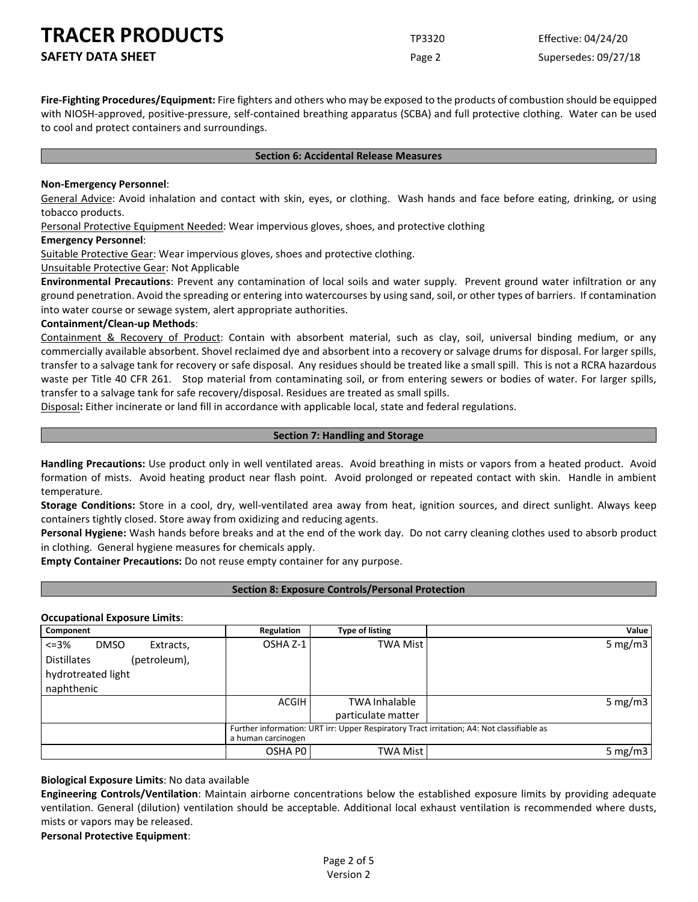**Fire-Fighting Procedures/Equipment:** Fire fighters and others who may be exposed to the products of combustion should be equipped with NIOSH-approved, positive-pressure, self-contained breathing apparatus (SCBA) and full protective clothing. Water can be used to cool and protect containers and surroundings.

## Section 6: Accidental Release Measures

**Non-Emergency Personnel**:

General Advice: Avoid inhalation and contact with skin, eyes, or clothing. Wash hands and face before eating, drinking, or using tobacco products.

Personal Protective Equipment Needed: Wear impervious gloves, shoes, and protective clothing

**Emergency Personnel**:

Suitable Protective Gear: Wear impervious gloves, shoes and protective clothing.

Unsuitable Protective Gear: Not Applicable

**Environmental Precautions**: Prevent any contamination of local soils and water supply. Prevent ground water infiltration or any ground penetration. Avoid the spreading or entering into watercourses by using sand, soil, or other types of barriers. If contamination into water course or sewage system, alert appropriate authorities.

**Containment/Clean-up Methods**:

Containment & Recovery of Product: Contain with absorbent material, such as clay, soil, universal binding medium, or any commercially available absorbent. Shovel reclaimed dye and absorbent into a recovery or salvage drums for disposal. For larger spills, transfer to a salvage tank for recovery or safe disposal. Any residues should be treated like a small spill. This is not a RCRA hazardous waste per Title 40 CFR 261. Stop material from contaminating soil, or from entering sewers or bodies of water. For larger spills, transfer to a salvage tank for safe recovery/disposal. Residues are treated as small spills.

Disposal**:** Either incinerate or land fill in accordance with applicable local, state and federal regulations.

## Section 7: Handling and Storage

**Handling Precautions:** Use product only in well ventilated areas. Avoid breathing in mists or vapors from a heated product. Avoid formation of mists. Avoid heating product near flash point. Avoid prolonged or repeated contact with skin. Handle in ambient temperature.

**Storage Conditions:** Store in a cool, dry, well-ventilated area away from heat, ignition sources, and direct sunlight. Always keep containers tightly closed. Store away from oxidizing and reducing agents.

**Personal Hygiene:** Wash hands before breaks and at the end of the work day. Do not carry cleaning clothes used to absorb product in clothing. General hygiene measures for chemicals apply.

**Empty Container Precautions:** Do not reuse empty container for any purpose.

## Section 8: Exposure Controls/Personal Protection

**Occupational Exposure Limits**:

| Component | Regulation | Type of listing | Value |
|---|---|---|---|
| <=3% DMSO Extracts, Distillates (petroleum), hydrotreated light naphthenic | OSHA Z-1 | TWA Mist | 5 mg/m3 |
| | ACGIH | TWA Inhalable particulate matter | 5 mg/m3 |
| | Further information: URT irr: Upper Respiratory Tract irritation; A4: Not classifiable as a human carcinogen | | |
| | OSHA P0 | TWA Mist | 5 mg/m3 |

**Biological Exposure Limits**: No data available

**Engineering Controls/Ventilation**: Maintain airborne concentrations below the established exposure limits by providing adequate ventilation. General (dilution) ventilation should be acceptable. Additional local exhaust ventilation is recommended where dusts, mists or vapors may be released.

**Personal Protective Equipment**: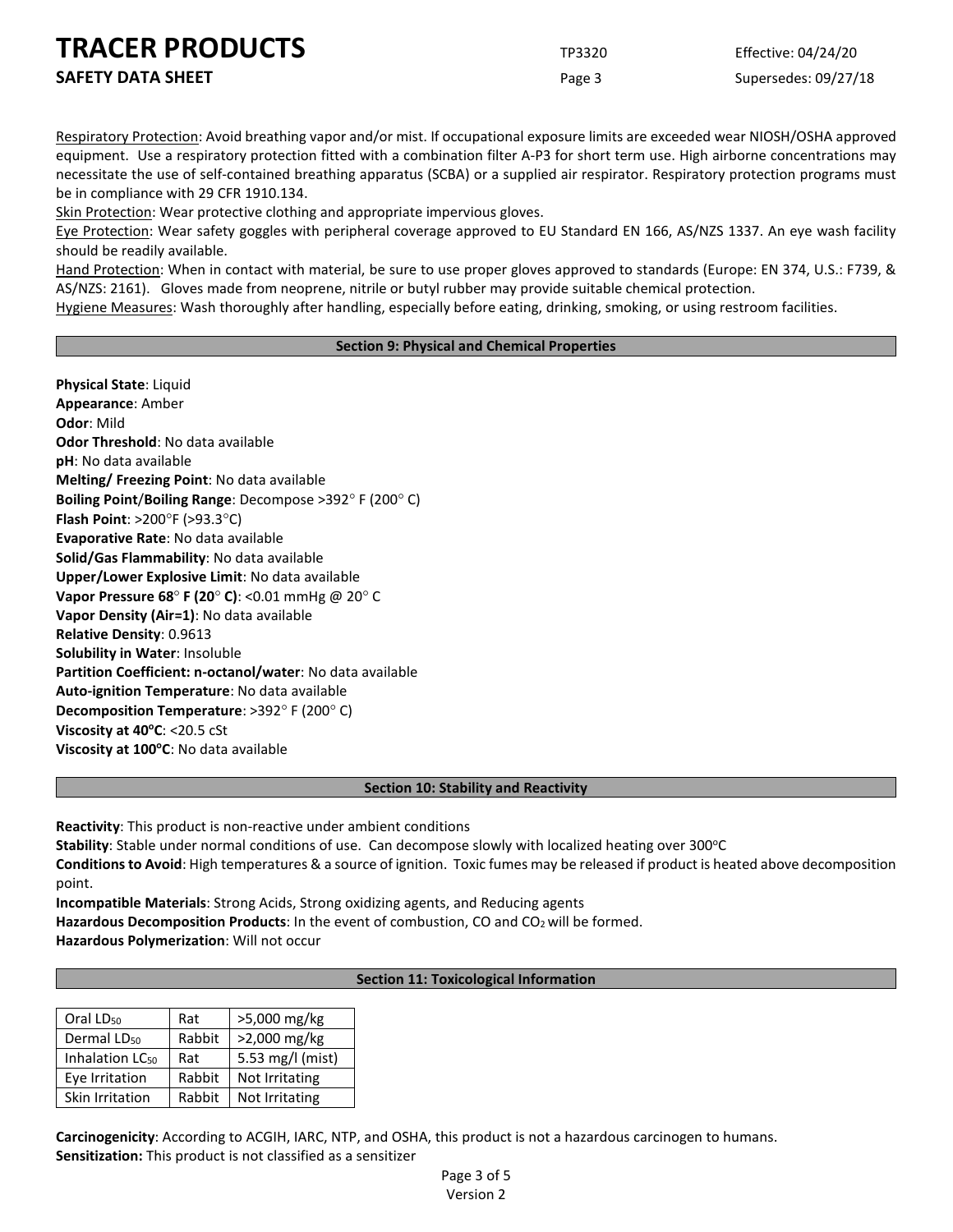Respiratory Protection: Avoid breathing vapor and/or mist. If occupational exposure limits are exceeded wear NIOSH/OSHA approved equipment. Use a respiratory protection fitted with a combination filter A-P3 for short term use. High airborne concentrations may necessitate the use of self-contained breathing apparatus (SCBA) or a supplied air respirator. Respiratory protection programs must be in compliance with 29 CFR 1910.134.

Skin Protection: Wear protective clothing and appropriate impervious gloves.

Eye Protection: Wear safety goggles with peripheral coverage approved to EU Standard EN 166, AS/NZS 1337. An eye wash facility should be readily available.

Hand Protection: When in contact with material, be sure to use proper gloves approved to standards (Europe: EN 374, U.S.: F739, & AS/NZS: 2161). Gloves made from neoprene, nitrile or butyl rubber may provide suitable chemical protection.

Hygiene Measures: Wash thoroughly after handling, especially before eating, drinking, smoking, or using restroom facilities.

## Section 9: Physical and Chemical Properties

**Physical State**: Liquid
**Appearance**: Amber
**Odor**: Mild
**Odor Threshold**: No data available
**pH**: No data available
**Melting/ Freezing Point**: No data available
**Boiling Point/Boiling Range**: Decompose >392° F (200° C)
**Flash Point**: >200°F (>93.3°C)
**Evaporative Rate**: No data available
**Solid/Gas Flammability**: No data available
**Upper/Lower Explosive Limit**: No data available
**Vapor Pressure 68° F (20° C)**: <0.01 mmHg @ 20° C
**Vapor Density (Air=1)**: No data available
**Relative Density**: 0.9613
**Solubility in Water**: Insoluble
**Partition Coefficient: n-octanol/water**: No data available
**Auto-ignition Temperature**: No data available
**Decomposition Temperature**: >392° F (200° C)
**Viscosity at 40°C**: <20.5 cSt
**Viscosity at 100°C**: No data available

## Section 10: Stability and Reactivity

**Reactivity**: This product is non-reactive under ambient conditions
**Stability**: Stable under normal conditions of use. Can decompose slowly with localized heating over 300°C
**Conditions to Avoid**: High temperatures & a source of ignition. Toxic fumes may be released if product is heated above decomposition point.
**Incompatible Materials**: Strong Acids, Strong oxidizing agents, and Reducing agents
**Hazardous Decomposition Products**: In the event of combustion, CO and $CO_2$ will be formed.
**Hazardous Polymerization**: Will not occur

## Section 11: Toxicological Information

| Oral $LD_{50}$ | Rat | >5,000 mg/kg |
|---|---|---|
| Dermal $LD_{50}$ | Rabbit | >2,000 mg/kg |
| Inhalation $LC_{50}$ | Rat | 5.53 mg/l (mist) |
| Eye Irritation | Rabbit | Not Irritating |
| Skin Irritation | Rabbit | Not Irritating |

**Carcinogenicity**: According to ACGIH, IARC, NTP, and OSHA, this product is not a hazardous carcinogen to humans.
**Sensitization:** This product is not classified as a sensitizer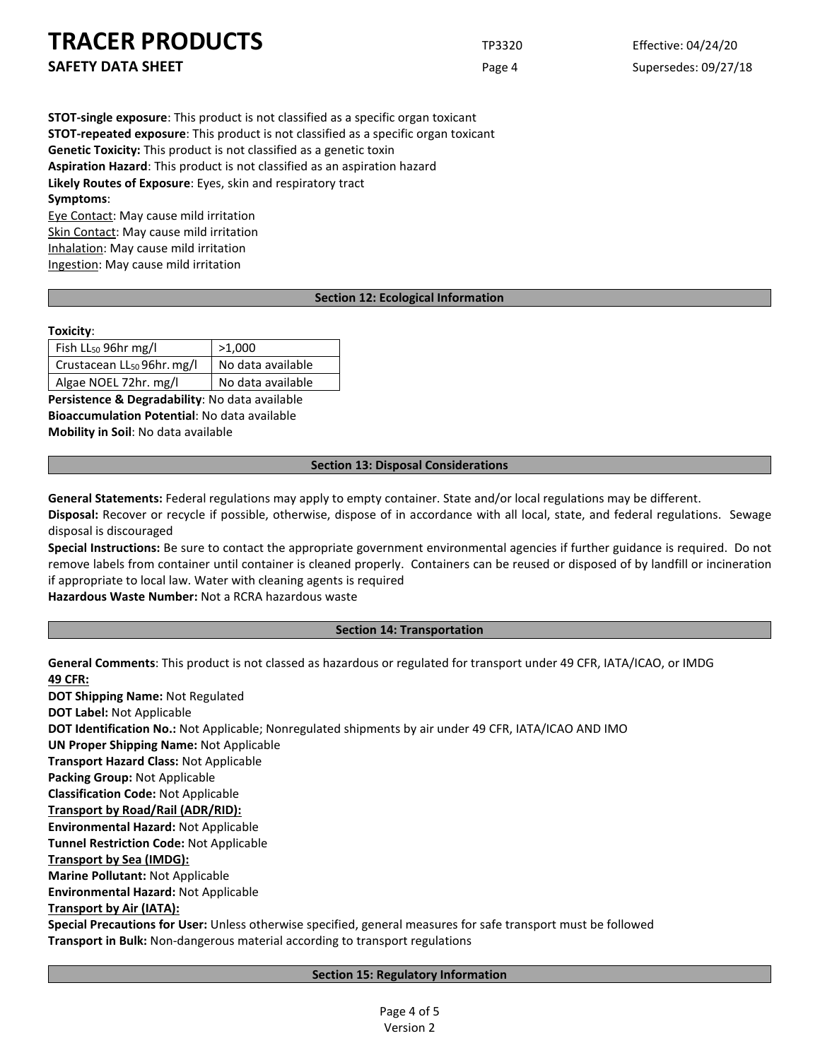**STOT-single exposure**: This product is not classified as a specific organ toxicant
**STOT-repeated exposure**: This product is not classified as a specific organ toxicant
**Genetic Toxicity:** This product is not classified as a genetic toxin
**Aspiration Hazard**: This product is not classified as an aspiration hazard
**Likely Routes of Exposure**: Eyes, skin and respiratory tract
**Symptoms**:
Eye Contact: May cause mild irritation
Skin Contact: May cause mild irritation
Inhalation: May cause mild irritation
Ingestion: May cause mild irritation

## Section 12: Ecological Information

**Toxicity**:

| | |
|---|---|
| Fish $LL_{50}$ 96hr mg/l | >1,000 |
| Crustacean $LL_{50}$ 96hr. mg/l | No data available |
| Algae NOEL 72hr. mg/l | No data available |

**Persistence & Degradability**: No data available
**Bioaccumulation Potential**: No data available
**Mobility in Soil**: No data available

## Section 13: Disposal Considerations

**General Statements:** Federal regulations may apply to empty container. State and/or local regulations may be different.
**Disposal:** Recover or recycle if possible, otherwise, dispose of in accordance with all local, state, and federal regulations. Sewage disposal is discouraged
**Special Instructions:** Be sure to contact the appropriate government environmental agencies if further guidance is required. Do not remove labels from container until container is cleaned properly. Containers can be reused or disposed of by landfill or incineration if appropriate to local law. Water with cleaning agents is required
**Hazardous Waste Number:** Not a RCRA hazardous waste

## Section 14: Transportation

**General Comments**: This product is not classed as hazardous or regulated for transport under 49 CFR, IATA/ICAO, or IMDG
**49 CFR:**
**DOT Shipping Name:** Not Regulated
**DOT Label:** Not Applicable
**DOT Identification No.:** Not Applicable; Nonregulated shipments by air under 49 CFR, IATA/ICAO AND IMO
**UN Proper Shipping Name:** Not Applicable
**Transport Hazard Class:** Not Applicable
**Packing Group:** Not Applicable
**Classification Code:** Not Applicable
**Transport by Road/Rail (ADR/RID):**
**Environmental Hazard:** Not Applicable
**Tunnel Restriction Code:** Not Applicable
**Transport by Sea (IMDG):**
**Marine Pollutant:** Not Applicable
**Environmental Hazard:** Not Applicable
**Transport by Air (IATA):**
**Special Precautions for User:** Unless otherwise specified, general measures for safe transport must be followed
**Transport in Bulk:** Non-dangerous material according to transport regulations

## Section 15: Regulatory Information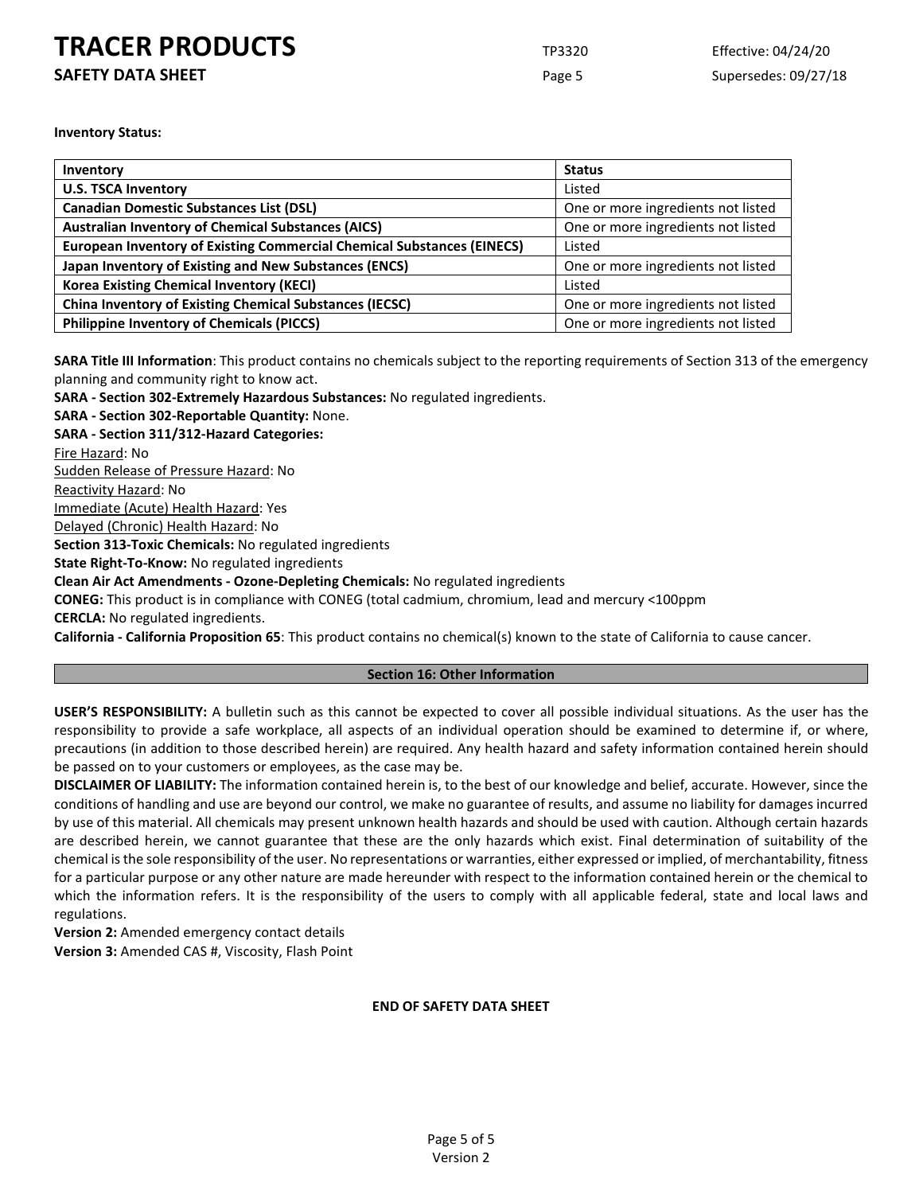**Inventory Status:**

| Inventory | Status |
| --- | --- |
| **U.S. TSCA Inventory** | Listed |
| **Canadian Domestic Substances List (DSL)** | One or more ingredients not listed |
| **Australian Inventory of Chemical Substances (AICS)** | One or more ingredients not listed |
| **European Inventory of Existing Commercial Chemical Substances (EINECS)** | Listed |
| **Japan Inventory of Existing and New Substances (ENCS)** | One or more ingredients not listed |
| **Korea Existing Chemical Inventory (KECI)** | Listed |
| **China Inventory of Existing Chemical Substances (IECSC)** | One or more ingredients not listed |
| **Philippine Inventory of Chemicals (PICCS)** | One or more ingredients not listed |

**SARA Title III Information**: This product contains no chemicals subject to the reporting requirements of Section 313 of the emergency planning and community right to know act.

**SARA - Section 302-Extremely Hazardous Substances:** No regulated ingredients.

**SARA - Section 302-Reportable Quantity:** None.

**SARA - Section 311/312-Hazard Categories:**

Fire Hazard: No

Sudden Release of Pressure Hazard: No

Reactivity Hazard: No

Immediate (Acute) Health Hazard: Yes

Delayed (Chronic) Health Hazard: No

**Section 313-Toxic Chemicals:** No regulated ingredients

**State Right-To-Know:** No regulated ingredients

**Clean Air Act Amendments - Ozone-Depleting Chemicals:** No regulated ingredients

**CONEG:** This product is in compliance with CONEG (total cadmium, chromium, lead and mercury <100ppm

**CERCLA:** No regulated ingredients.

**California - California Proposition 65**: This product contains no chemical(s) known to the state of California to cause cancer.

## Section 16: Other Information

**USER'S RESPONSIBILITY:** A bulletin such as this cannot be expected to cover all possible individual situations. As the user has the responsibility to provide a safe workplace, all aspects of an individual operation should be examined to determine if, or where, precautions (in addition to those described herein) are required. Any health hazard and safety information contained herein should be passed on to your customers or employees, as the case may be.

**DISCLAIMER OF LIABILITY:** The information contained herein is, to the best of our knowledge and belief, accurate. However, since the conditions of handling and use are beyond our control, we make no guarantee of results, and assume no liability for damages incurred by use of this material. All chemicals may present unknown health hazards and should be used with caution. Although certain hazards are described herein, we cannot guarantee that these are the only hazards which exist. Final determination of suitability of the chemical is the sole responsibility of the user. No representations or warranties, either expressed or implied, of merchantability, fitness for a particular purpose or any other nature are made hereunder with respect to the information contained herein or the chemical to which the information refers. It is the responsibility of the users to comply with all applicable federal, state and local laws and regulations.

**Version 2:** Amended emergency contact details

**Version 3:** Amended CAS #, Viscosity, Flash Point

**END OF SAFETY DATA SHEET**